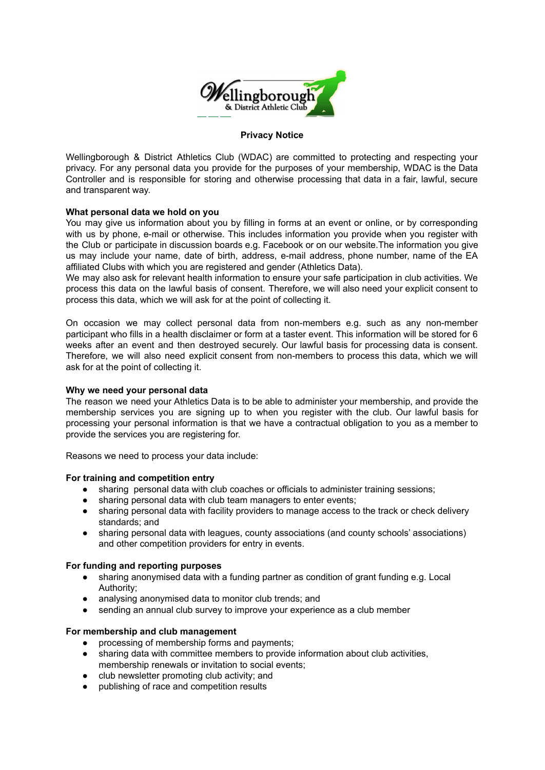# Privacy Notice

Wellingborough & District Athletics Club (WDAC) are committed to protecting and respecting your privacy. For any personal data you provide for the purposes of your membership, WDAC is the Data Controller and is responsible for storing and otherwise processing that data in a fair, lawful, secure and transparent way.

**What personal data we hold on you**

You may give us information about you by filling in forms at an event or online, or by corresponding with us by phone, e-mail or otherwise. This includes information you provide when you register with the Club or participate in discussion boards e.g. Facebook or on our website.The information you give us may include your name, date of birth, address, e-mail address, phone number, name of the EA affiliated Clubs with which you are registered and gender (Athletics Data).

We may also ask for relevant health information to ensure your safe participation in club activities. We process this data on the lawful basis of consent. Therefore, we will also need your explicit consent to process this data, which we will ask for at the point of collecting it.

On occasion we may collect personal data from non-members e.g. such as any non-member participant who fills in a health disclaimer or form at a taster event. This information will be stored for 6 weeks after an event and then destroyed securely. Our lawful basis for processing data is consent. Therefore, we will also need explicit consent from non-members to process this data, which we will ask for at the point of collecting it.

**Why we need your personal data**

The reason we need your Athletics Data is to be able to administer your membership, and provide the membership services you are signing up to when you register with the club. Our lawful basis for processing your personal information is that we have a contractual obligation to you as a member to provide the services you are registering for.

Reasons we need to process your data include:

**For training and competition entry**

- sharing personal data with club coaches or officials to administer training sessions;
- sharing personal data with club team managers to enter events;
- sharing personal data with facility providers to manage access to the track or check delivery standards; and
- sharing personal data with leagues, county associations (and county schools' associations) and other competition providers for entry in events.

**For funding and reporting purposes**

- sharing anonymised data with a funding partner as condition of grant funding e.g. Local Authority;
- analysing anonymised data to monitor club trends; and
- sending an annual club survey to improve your experience as a club member

**For membership and club management**

- processing of membership forms and payments;
- sharing data with committee members to provide information about club activities, membership renewals or invitation to social events;
- club newsletter promoting club activity; and
- publishing of race and competition results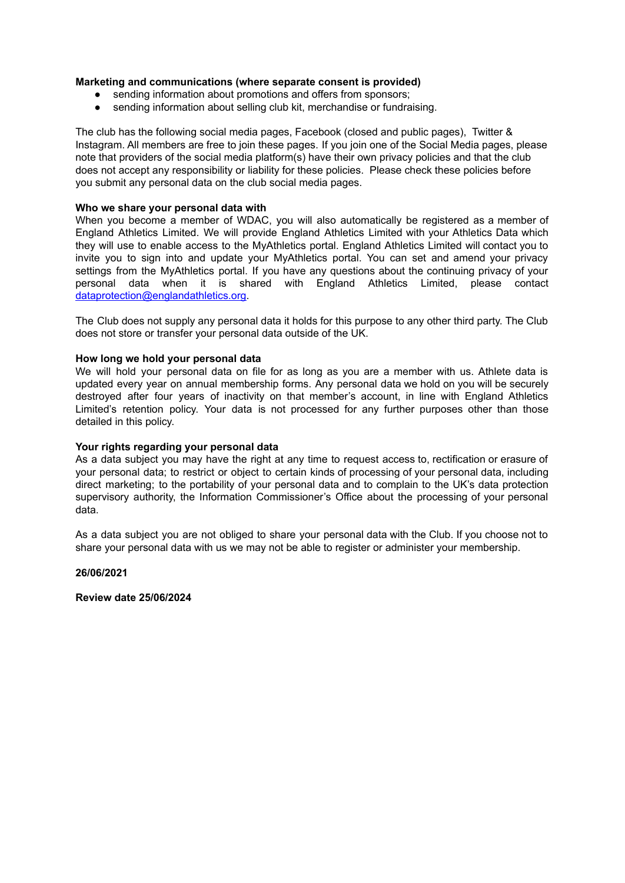**Marketing and communications (where separate consent is provided)**

- sending information about promotions and offers from sponsors;
- sending information about selling club kit, merchandise or fundraising.

The club has the following social media pages, Facebook (closed and public pages), Twitter & Instagram. All members are free to join these pages. If you join one of the Social Media pages, please note that providers of the social media platform(s) have their own privacy policies and that the club does not accept any responsibility or liability for these policies. Please check these policies before you submit any personal data on the club social media pages.

**Who we share your personal data with**

When you become a member of WDAC, you will also automatically be registered as a member of England Athletics Limited. We will provide England Athletics Limited with your Athletics Data which they will use to enable access to the MyAthletics portal. England Athletics Limited will contact you to invite you to sign into and update your MyAthletics portal. You can set and amend your privacy settings from the MyAthletics portal. If you have any questions about the continuing privacy of your personal data when it is shared with England Athletics Limited, please contact [dataprotection@englandathletics.org](mailto:dataprotection@englandathletics.org).

The Club does not supply any personal data it holds for this purpose to any other third party. The Club does not store or transfer your personal data outside of the UK.

**How long we hold your personal data**

We will hold your personal data on file for as long as you are a member with us. Athlete data is updated every year on annual membership forms. Any personal data we hold on you will be securely destroyed after four years of inactivity on that member's account, in line with England Athletics Limited's retention policy. Your data is not processed for any further purposes other than those detailed in this policy.

**Your rights regarding your personal data**

As a data subject you may have the right at any time to request access to, rectification or erasure of your personal data; to restrict or object to certain kinds of processing of your personal data, including direct marketing; to the portability of your personal data and to complain to the UK's data protection supervisory authority, the Information Commissioner's Office about the processing of your personal data.

As a data subject you are not obliged to share your personal data with the Club. If you choose not to share your personal data with us we may not be able to register or administer your membership.

**26/06/2021**

**Review date 25/06/2024**